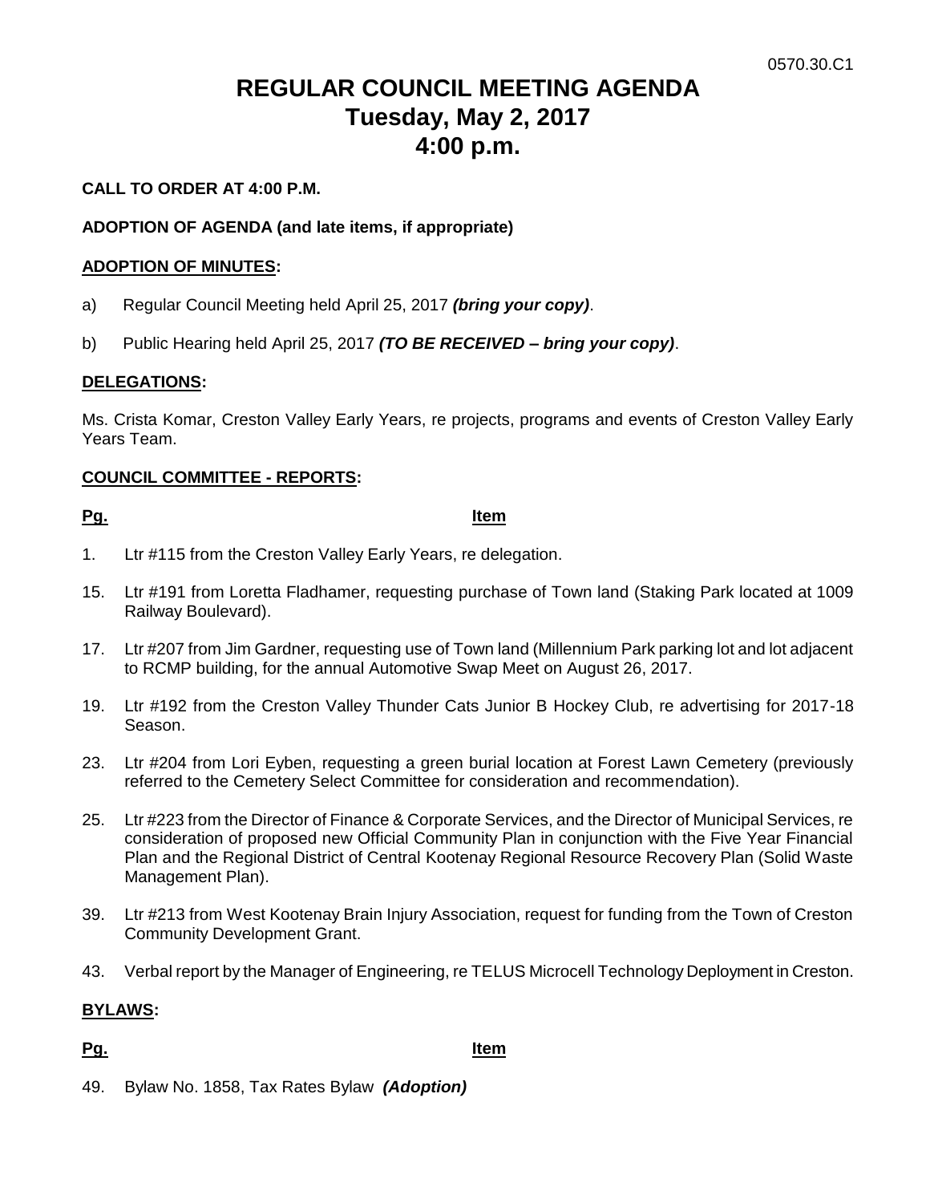0570.30.C1

# REGULAR COUNCIL MEETING AGENDA
# Tuesday, May 2, 2017
# 4:00 p.m.

**CALL TO ORDER AT 4:00 P.M.**

**ADOPTION OF AGENDA (and late items, if appropriate)**

**ADOPTION OF MINUTES:**

a) Regular Council Meeting held April 25, 2017 ***(bring your copy)***.

b) Public Hearing held April 25, 2017 ***(TO BE RECEIVED – bring your copy)***.

**DELEGATIONS:**

Ms. Crista Komar, Creston Valley Early Years, re projects, programs and events of Creston Valley Early Years Team.

**COUNCIL COMMITTEE - REPORTS:**

| Pg. | Item |
|---|---|
| 1. | Ltr #115 from the Creston Valley Early Years, re delegation. |
| 15. | Ltr #191 from Loretta Fladhamer, requesting purchase of Town land (Staking Park located at 1009 Railway Boulevard). |
| 17. | Ltr #207 from Jim Gardner, requesting use of Town land (Millennium Park parking lot and lot adjacent to RCMP building, for the annual Automotive Swap Meet on August 26, 2017. |
| 19. | Ltr #192 from the Creston Valley Thunder Cats Junior B Hockey Club, re advertising for 2017-18 Season. |
| 23. | Ltr #204 from Lori Eyben, requesting a green burial location at Forest Lawn Cemetery (previously referred to the Cemetery Select Committee for consideration and recommendation). |
| 25. | Ltr #223 from the Director of Finance & Corporate Services, and the Director of Municipal Services, re consideration of proposed new Official Community Plan in conjunction with the Five Year Financial Plan and the Regional District of Central Kootenay Regional Resource Recovery Plan (Solid Waste Management Plan). |
| 39. | Ltr #213 from West Kootenay Brain Injury Association, request for funding from the Town of Creston Community Development Grant. |
| 43. | Verbal report by the Manager of Engineering, re TELUS Microcell Technology Deployment in Creston. |

**BYLAWS:**

| Pg. | Item |
|---|---|
| 49. | Bylaw No. 1858, Tax Rates Bylaw ***(Adoption)*** |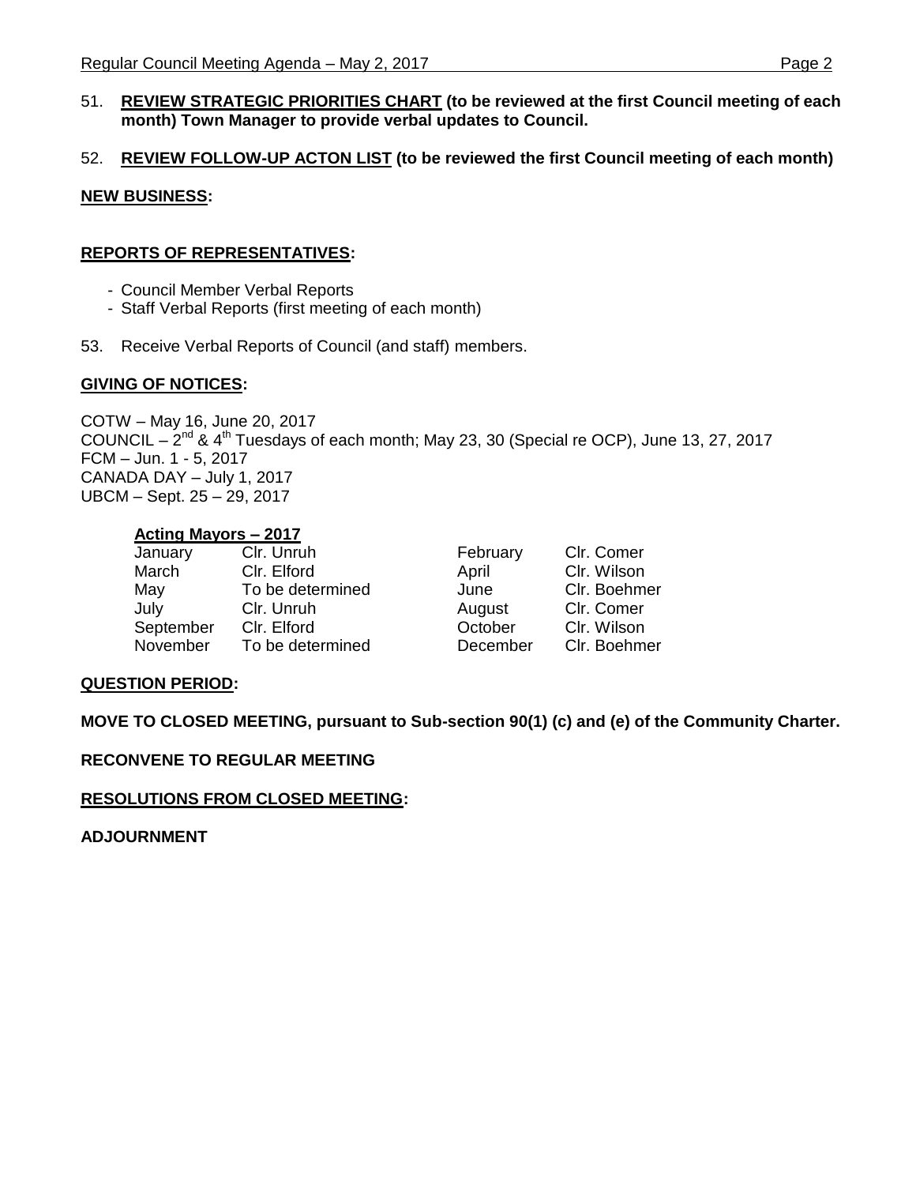51. **REVIEW STRATEGIC PRIORITIES CHART (to be reviewed at the first Council meeting of each month) Town Manager to provide verbal updates to Council.**

52. **REVIEW FOLLOW-UP ACTON LIST (to be reviewed the first Council meeting of each month)**

**NEW BUSINESS:**

**REPORTS OF REPRESENTATIVES:**

- Council Member Verbal Reports
- Staff Verbal Reports (first meeting of each month)

53. Receive Verbal Reports of Council (and staff) members.

**GIVING OF NOTICES:**

COTW – May 16, June 20, 2017
COUNCIL – 2nd & 4th Tuesdays of each month; May 23, 30 (Special re OCP), June 13, 27, 2017
FCM – Jun. 1 - 5, 2017
CANADA DAY – July 1, 2017
UBCM – Sept. 25 – 29, 2017

**Acting Mayors – 2017**

| | | | |
|---|---|---|---|
| January | Clr. Unruh | February | Clr. Comer |
| March | Clr. Elford | April | Clr. Wilson |
| May | To be determined | June | Clr. Boehmer |
| July | Clr. Unruh | August | Clr. Comer |
| September | Clr. Elford | October | Clr. Wilson |
| November | To be determined | December | Clr. Boehmer |

**QUESTION PERIOD:**

**MOVE TO CLOSED MEETING, pursuant to Sub-section 90(1) (c) and (e) of the Community Charter.**

**RECONVENE TO REGULAR MEETING**

**RESOLUTIONS FROM CLOSED MEETING:**

**ADJOURNMENT**